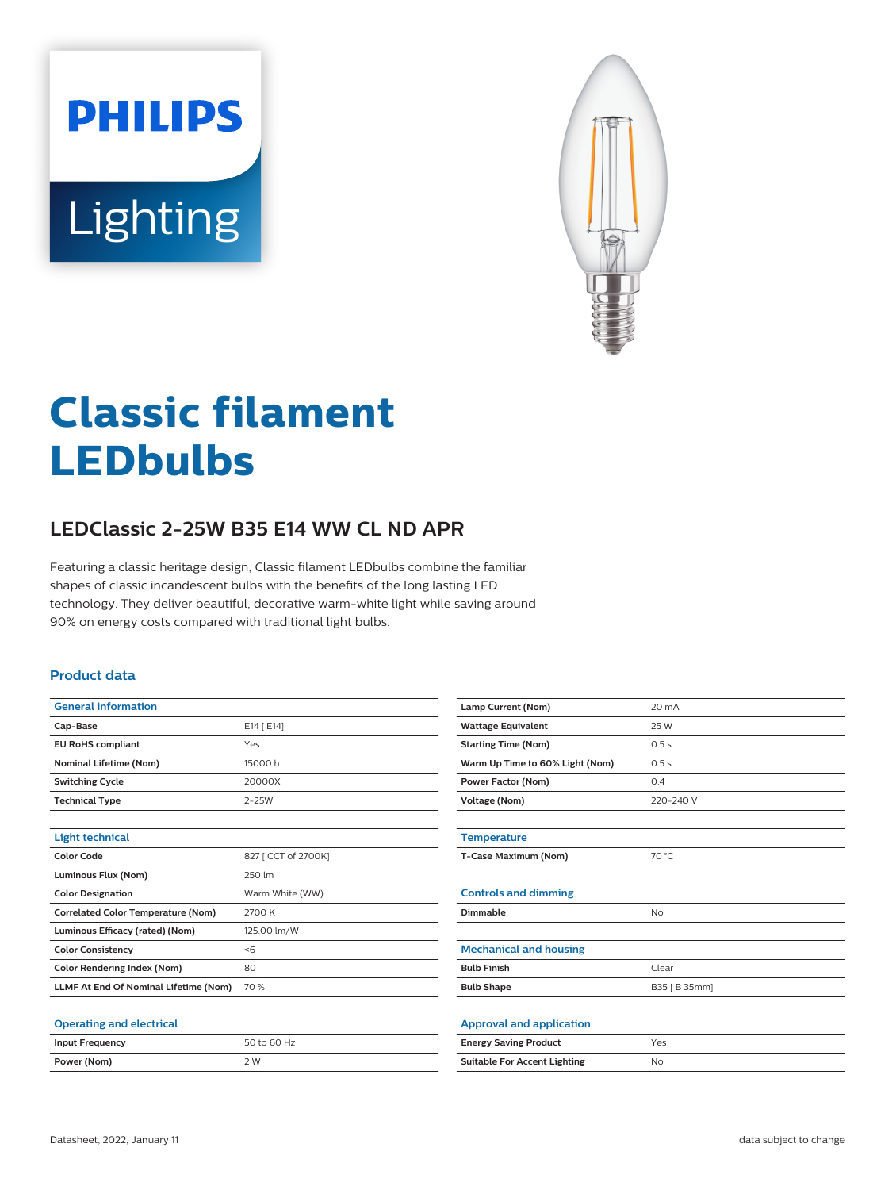# Classic filament LEDbulbs

## LEDClassic 2-25W B35 E14 WW CL ND APR

Featuring a classic heritage design, Classic filament LEDbulbs combine the familiar shapes of classic incandescent bulbs with the benefits of the long lasting LED technology. They deliver beautiful, decorative warm-white light while saving around 90% on energy costs compared with traditional light bulbs.

### Product data

| General information | |
|---|---|
| Cap-Base | E14 [ E14] |
| EU RoHS compliant | Yes |
| Nominal Lifetime (Nom) | 15000 h |
| Switching Cycle | 20000X |
| Technical Type | 2-25W |

| Light technical | |
|---|---|
| Color Code | 827 [ CCT of 2700K] |
| Luminous Flux (Nom) | 250 lm |
| Color Designation | Warm White (WW) |
| Correlated Color Temperature (Nom) | 2700 K |
| Luminous Efficacy (rated) (Nom) | 125.00 lm/W |
| Color Consistency | <6 |
| Color Rendering Index (Nom) | 80 |
| LLMF At End Of Nominal Lifetime (Nom) | 70 % |

| Operating and electrical | |
|---|---|
| Input Frequency | 50 to 60 Hz |
| Power (Nom) | 2 W |
| Lamp Current (Nom) | 20 mA |
| Wattage Equivalent | 25 W |
| Starting Time (Nom) | 0.5 s |
| Warm Up Time to 60% Light (Nom) | 0.5 s |
| Power Factor (Nom) | 0.4 |
| Voltage (Nom) | 220-240 V |

| Temperature | |
|---|---|
| T-Case Maximum (Nom) | 70 °C |

| Controls and dimming | |
|---|---|
| Dimmable | No |

| Mechanical and housing | |
|---|---|
| Bulb Finish | Clear |
| Bulb Shape | B35 [ B 35mm] |

| Approval and application | |
|---|---|
| Energy Saving Product | Yes |
| Suitable For Accent Lighting | No |

Datasheet, 2022, January 11 — data subject to change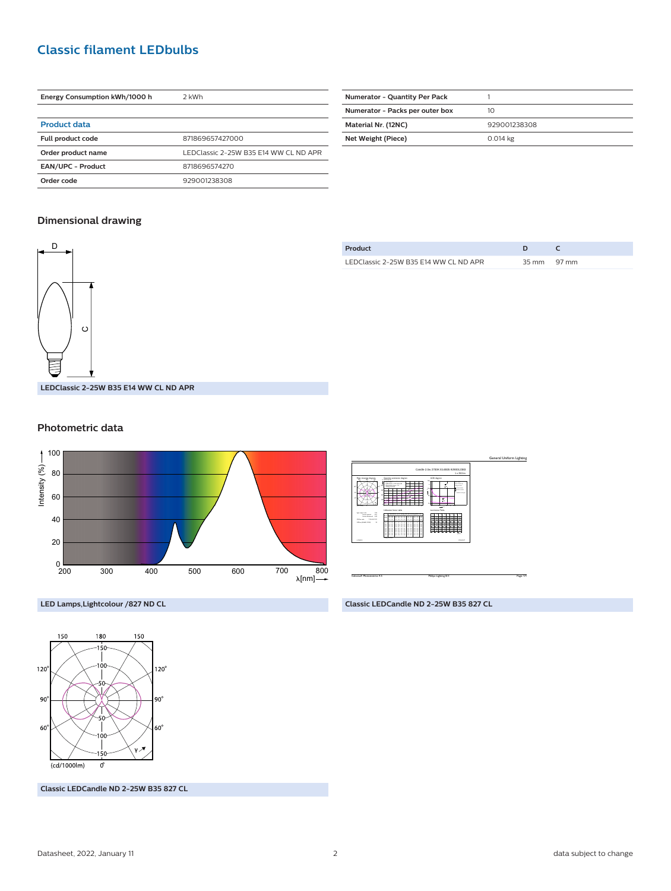## Classic filament LEDbulbs

| Energy Consumption kWh/1000 h | 2 kWh |
|---|---|

| Product data | |
|---|---|
| Full product code | 871869657427000 |
| Order product name | LEDClassic 2-25W B35 E14 WW CL ND APR |
| EAN/UPC - Product | 8718696574270 |
| Order code | 929001238308 |

| Numerator - Quantity Per Pack | 1 |
|---|---|
| Numerator - Packs per outer box | 10 |
| Material Nr. (12NC) | 929001238308 |
| Net Weight (Piece) | 0.014 kg |

### Dimensional drawing

LEDClassic 2-25W B35 E14 WW CL ND APR

| Product | D | C |
|---|---|---|
| LEDClassic 2-25W B35 E14 WW CL ND APR | 35 mm | 97 mm |

### Photometric data

LED Lamps,Lightcolour /827 ND CL

Classic LEDCandle ND 2-25W B35 827 CL

Classic LEDCandle ND 2-25W B35 827 CL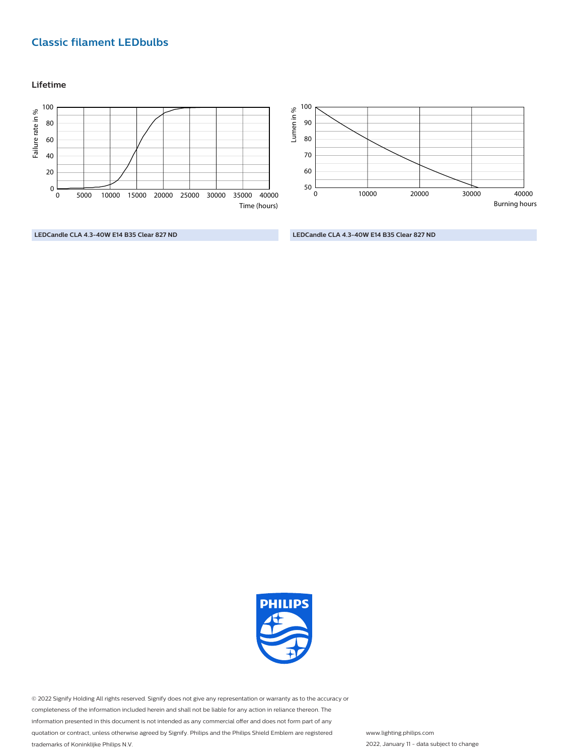## Classic filament LEDbulbs

### Lifetime

Failure rate in %

100
80
60
40
20
0

0 5000 10000 15000 20000 25000 30000 35000 40000

Time (hours)

Lumen in %

100
90
80
70
60
50

0 10000 20000 30000 40000

Burning hours

**LEDCandle CLA 4.3-40W E14 B35 Clear 827 ND**

**LEDCandle CLA 4.3-40W E14 B35 Clear 827 ND**

© 2022 Signify Holding All rights reserved. Signify does not give any representation or warranty as to the accuracy or completeness of the information included herein and shall not be liable for any action in reliance thereon. The information presented in this document is not intended as any commercial offer and does not form part of any quotation or contract, unless otherwise agreed by Signify. Philips and the Philips Shield Emblem are registered trademarks of Koninklijke Philips N.V.

www.lighting.philips.com

2022, January 11 - data subject to change